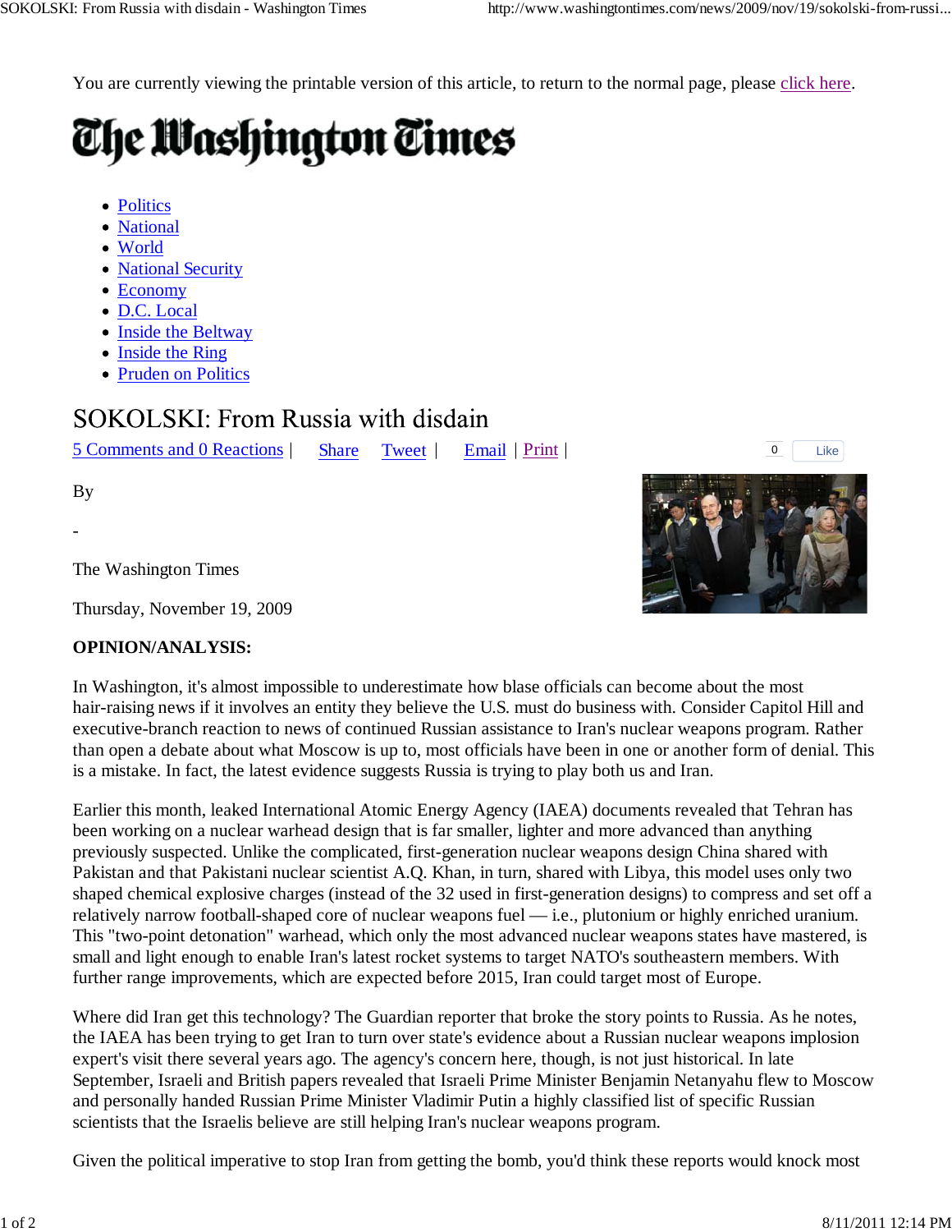You are currently viewing the printable version of this article, to return to the normal page, please click here.

# The Washington Times

- Politics
- National
- World
- National Security
- Economy
- D.C. Local
- Inside the Beltway
- Inside the Ring
- Pruden on Politics

## SOKOLSKI: From Russia with disdain

5 Comments and 0 Reactions | Share Tweet | Email | Print |

By

-

The Washington Times

Thursday, November 19, 2009

**OPINION/ANALYSIS:**

In Washington, it's almost impossible to underestimate how blase officials can become about the most hair-raising news if it involves an entity they believe the U.S. must do business with. Consider Capitol Hill and executive-branch reaction to news of continued Russian assistance to Iran's nuclear weapons program. Rather than open a debate about what Moscow is up to, most officials have been in one or another form of denial. This is a mistake. In fact, the latest evidence suggests Russia is trying to play both us and Iran.

Earlier this month, leaked International Atomic Energy Agency (IAEA) documents revealed that Tehran has been working on a nuclear warhead design that is far smaller, lighter and more advanced than anything previously suspected. Unlike the complicated, first-generation nuclear weapons design China shared with Pakistan and that Pakistani nuclear scientist A.Q. Khan, in turn, shared with Libya, this model uses only two shaped chemical explosive charges (instead of the 32 used in first-generation designs) to compress and set off a relatively narrow football-shaped core of nuclear weapons fuel — i.e., plutonium or highly enriched uranium. This "two-point detonation" warhead, which only the most advanced nuclear weapons states have mastered, is small and light enough to enable Iran's latest rocket systems to target NATO's southeastern members. With further range improvements, which are expected before 2015, Iran could target most of Europe.

Where did Iran get this technology? The Guardian reporter that broke the story points to Russia. As he notes, the IAEA has been trying to get Iran to turn over state's evidence about a Russian nuclear weapons implosion expert's visit there several years ago. The agency's concern here, though, is not just historical. In late September, Israeli and British papers revealed that Israeli Prime Minister Benjamin Netanyahu flew to Moscow and personally handed Russian Prime Minister Vladimir Putin a highly classified list of specific Russian scientists that the Israelis believe are still helping Iran's nuclear weapons program.

Given the political imperative to stop Iran from getting the bomb, you'd think these reports would knock most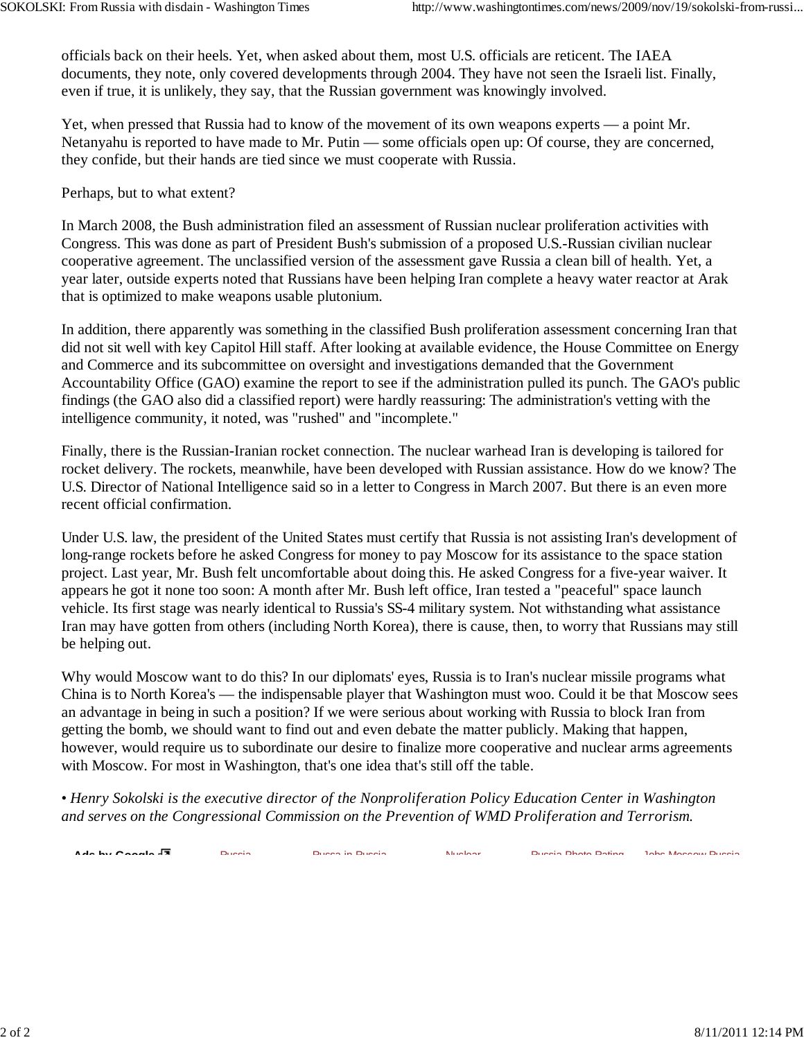officials back on their heels. Yet, when asked about them, most U.S. officials are reticent. The IAEA documents, they note, only covered developments through 2004. They have not seen the Israeli list. Finally, even if true, it is unlikely, they say, that the Russian government was knowingly involved.

Yet, when pressed that Russia had to know of the movement of its own weapons experts — a point Mr. Netanyahu is reported to have made to Mr. Putin — some officials open up: Of course, they are concerned, they confide, but their hands are tied since we must cooperate with Russia.

Perhaps, but to what extent?

In March 2008, the Bush administration filed an assessment of Russian nuclear proliferation activities with Congress. This was done as part of President Bush's submission of a proposed U.S.-Russian civilian nuclear cooperative agreement. The unclassified version of the assessment gave Russia a clean bill of health. Yet, a year later, outside experts noted that Russians have been helping Iran complete a heavy water reactor at Arak that is optimized to make weapons usable plutonium.

In addition, there apparently was something in the classified Bush proliferation assessment concerning Iran that did not sit well with key Capitol Hill staff. After looking at available evidence, the House Committee on Energy and Commerce and its subcommittee on oversight and investigations demanded that the Government Accountability Office (GAO) examine the report to see if the administration pulled its punch. The GAO's public findings (the GAO also did a classified report) were hardly reassuring: The administration's vetting with the intelligence community, it noted, was "rushed" and "incomplete."

Finally, there is the Russian-Iranian rocket connection. The nuclear warhead Iran is developing is tailored for rocket delivery. The rockets, meanwhile, have been developed with Russian assistance. How do we know? The U.S. Director of National Intelligence said so in a letter to Congress in March 2007. But there is an even more recent official confirmation.

Under U.S. law, the president of the United States must certify that Russia is not assisting Iran's development of long-range rockets before he asked Congress for money to pay Moscow for its assistance to the space station project. Last year, Mr. Bush felt uncomfortable about doing this. He asked Congress for a five-year waiver. It appears he got it none too soon: A month after Mr. Bush left office, Iran tested a "peaceful" space launch vehicle. Its first stage was nearly identical to Russia's SS-4 military system. Not withstanding what assistance Iran may have gotten from others (including North Korea), there is cause, then, to worry that Russians may still be helping out.

Why would Moscow want to do this? In our diplomats' eyes, Russia is to Iran's nuclear missile programs what China is to North Korea's — the indispensable player that Washington must woo. Could it be that Moscow sees an advantage in being in such a position? If we were serious about working with Russia to block Iran from getting the bomb, we should want to find out and even debate the matter publicly. Making that happen, however, would require us to subordinate our desire to finalize more cooperative and nuclear arms agreements with Moscow. For most in Washington, that's one idea that's still off the table.

*• Henry Sokolski is the executive director of the Nonproliferation Policy Education Center in Washington and serves on the Congressional Commission on the Prevention of WMD Proliferation and Terrorism.*